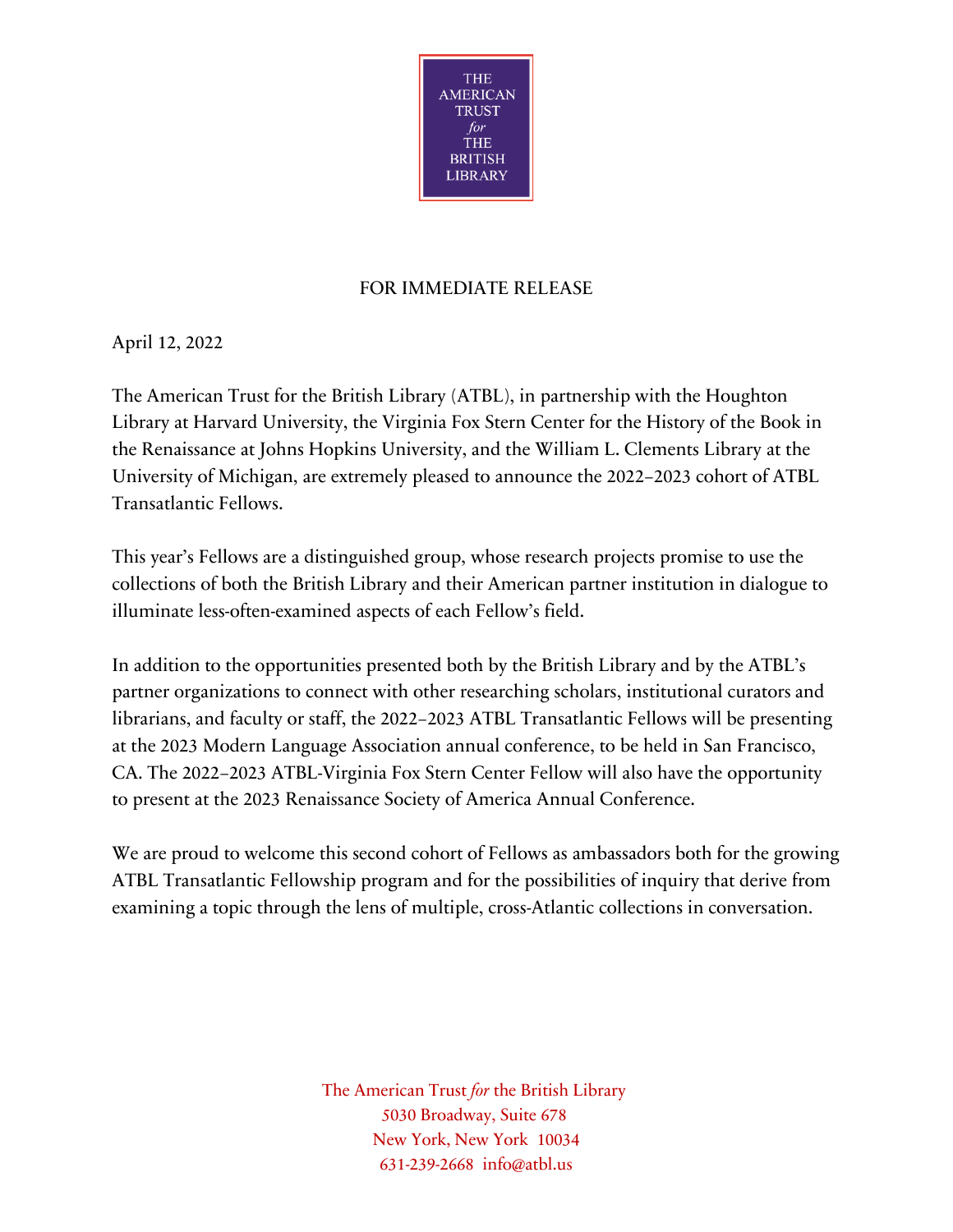THE AMERICAN TRUST *for* THE BRITISH LIBRARY

FOR IMMEDIATE RELEASE

April 12, 2022

The American Trust for the British Library (ATBL), in partnership with the Houghton Library at Harvard University, the Virginia Fox Stern Center for the History of the Book in the Renaissance at Johns Hopkins University, and the William L. Clements Library at the University of Michigan, are extremely pleased to announce the 2022–2023 cohort of ATBL Transatlantic Fellows.

This year's Fellows are a distinguished group, whose research projects promise to use the collections of both the British Library and their American partner institution in dialogue to illuminate less-often-examined aspects of each Fellow's field.

In addition to the opportunities presented both by the British Library and by the ATBL's partner organizations to connect with other researching scholars, institutional curators and librarians, and faculty or staff, the 2022–2023 ATBL Transatlantic Fellows will be presenting at the 2023 Modern Language Association annual conference, to be held in San Francisco, CA. The 2022–2023 ATBL-Virginia Fox Stern Center Fellow will also have the opportunity to present at the 2023 Renaissance Society of America Annual Conference.

We are proud to welcome this second cohort of Fellows as ambassadors both for the growing ATBL Transatlantic Fellowship program and for the possibilities of inquiry that derive from examining a topic through the lens of multiple, cross-Atlantic collections in conversation.

The American Trust *for* the British Library
5030 Broadway, Suite 678
New York, New York 10034
631-239-2668 info@atbl.us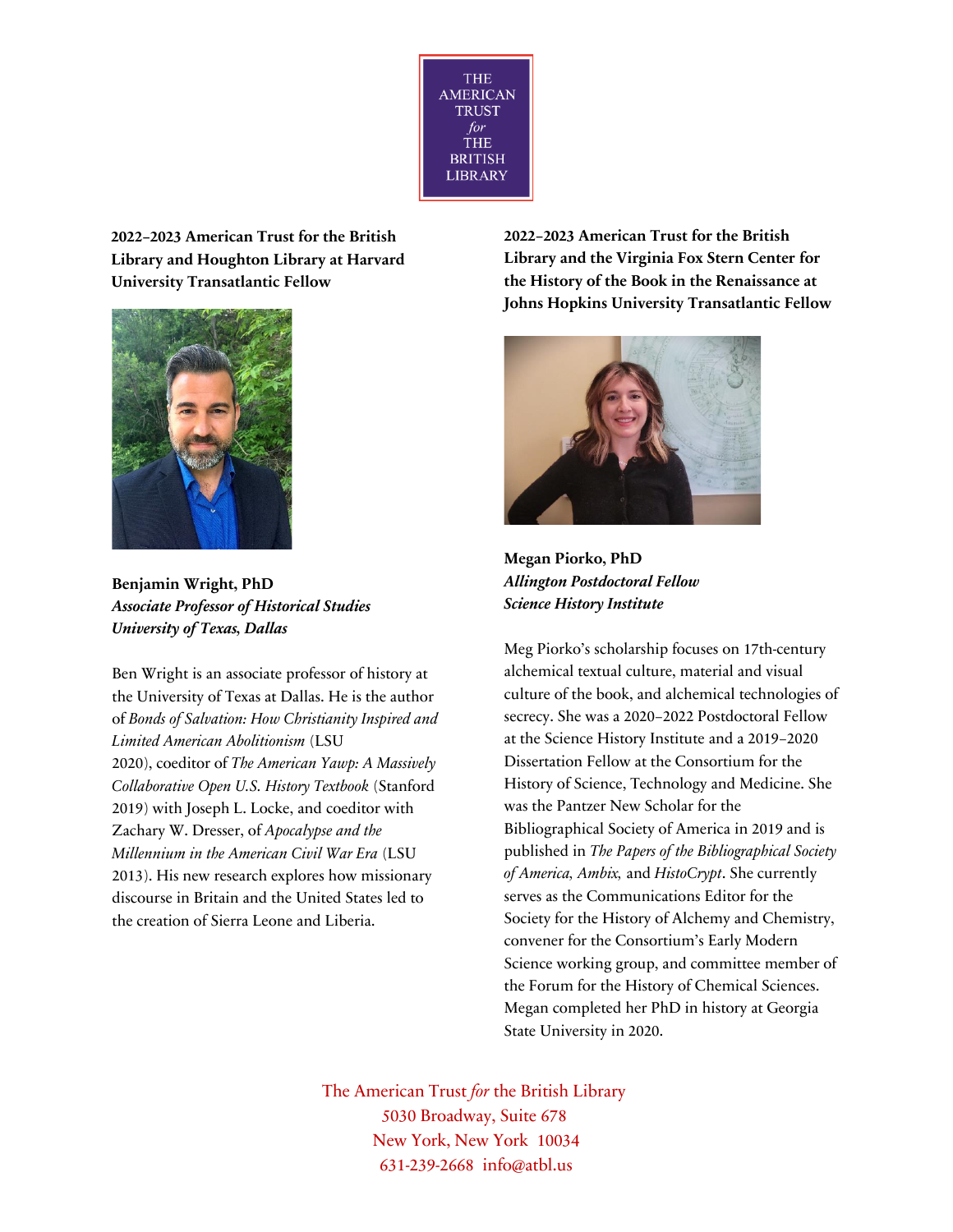THE AMERICAN TRUST *for* THE BRITISH LIBRARY

**2022–2023 American Trust for the British Library and Houghton Library at Harvard University Transatlantic Fellow**

**Benjamin Wright, PhD**
***Associate Professor of Historical Studies***
***University of Texas, Dallas***

Ben Wright is an associate professor of history at the University of Texas at Dallas. He is the author of *Bonds of Salvation: How Christianity Inspired and Limited American Abolitionism* (LSU 2020), coeditor of *The American Yawp: A Massively Collaborative Open U.S. History Textbook* (Stanford 2019) with Joseph L. Locke, and coeditor with Zachary W. Dresser, of *Apocalypse and the Millennium in the American Civil War Era* (LSU 2013). His new research explores how missionary discourse in Britain and the United States led to the creation of Sierra Leone and Liberia.

**2022–2023 American Trust for the British Library and the Virginia Fox Stern Center for the History of the Book in the Renaissance at Johns Hopkins University Transatlantic Fellow**

**Megan Piorko, PhD**
***Allington Postdoctoral Fellow***
***Science History Institute***

Meg Piorko's scholarship focuses on 17th-century alchemical textual culture, material and visual culture of the book, and alchemical technologies of secrecy. She was a 2020–2022 Postdoctoral Fellow at the Science History Institute and a 2019–2020 Dissertation Fellow at the Consortium for the History of Science, Technology and Medicine. She was the Pantzer New Scholar for the Bibliographical Society of America in 2019 and is published in *The Papers of the Bibliographical Society of America*, *Ambix*, and *HistoCrypt*. She currently serves as the Communications Editor for the Society for the History of Alchemy and Chemistry, convener for the Consortium's Early Modern Science working group, and committee member of the Forum for the History of Chemical Sciences. Megan completed her PhD in history at Georgia State University in 2020.

The American Trust *for* the British Library
5030 Broadway, Suite 678
New York, New York 10034
631-239-2668 info@atbl.us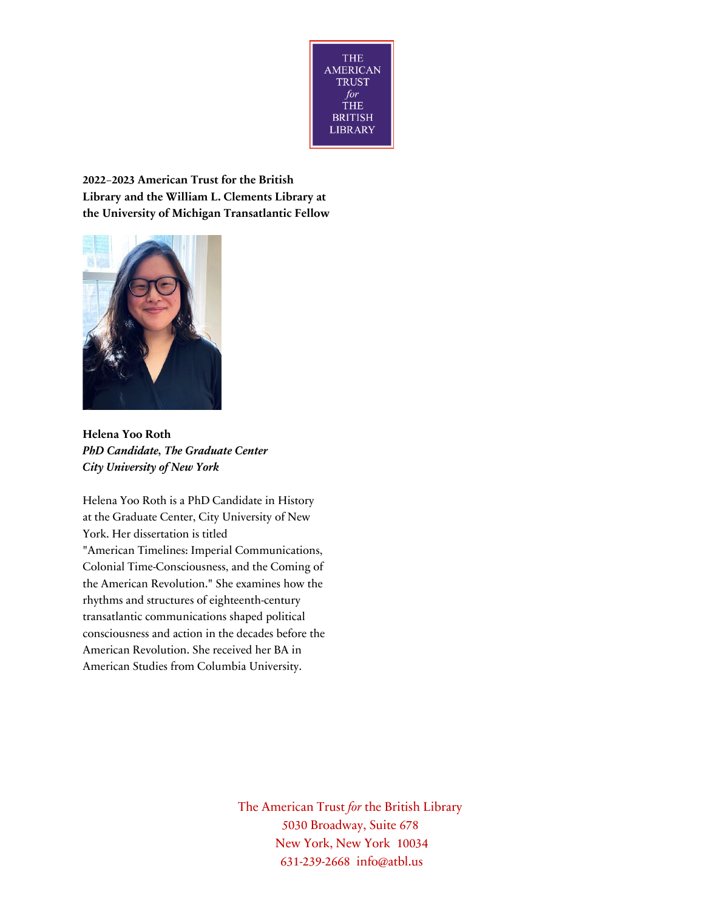THE AMERICAN TRUST *for* THE BRITISH LIBRARY

**2022–2023 American Trust for the British Library and the William L. Clements Library at the University of Michigan Transatlantic Fellow**

**Helena Yoo Roth**
***PhD Candidate, The Graduate Center***
***City University of New York***

Helena Yoo Roth is a PhD Candidate in History at the Graduate Center, City University of New York. Her dissertation is titled "American Timelines: Imperial Communications, Colonial Time-Consciousness, and the Coming of the American Revolution." She examines how the rhythms and structures of eighteenth-century transatlantic communications shaped political consciousness and action in the decades before the American Revolution. She received her BA in American Studies from Columbia University.

The American Trust *for* the British Library
5030 Broadway, Suite 678
New York, New York 10034
631-239-2668 info@atbl.us